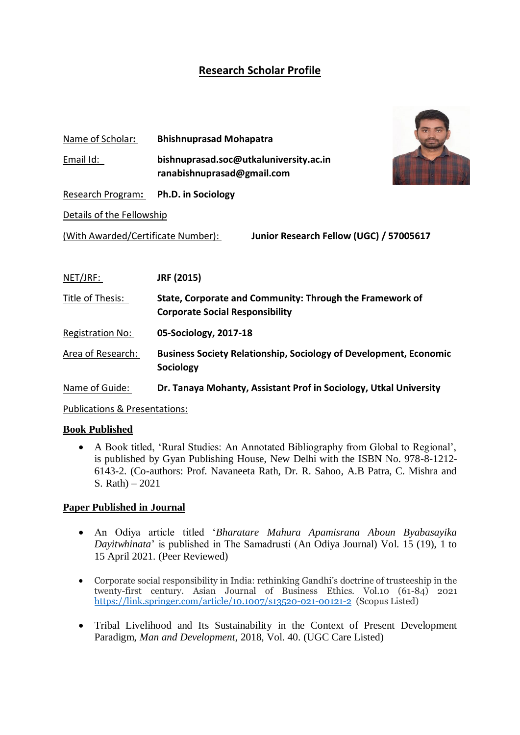# Research Scholar Profile

**Name of Scholar:** **Bhishnuprasad Mohapatra**

**Email Id:** **bishnuprasad.soc@utkaluniversity.ac.in**
**ranabishnuprasad@gmail.com**

**Research Program:** **Ph.D. in Sociology**

Details of the Fellowship
(With Awarded/Certificate Number): **Junior Research Fellow (UGC) / 57005617**

**NET/JRF:** **JRF (2015)**

**Title of Thesis:** **State, Corporate and Community: Through the Framework of Corporate Social Responsibility**

**Registration No:** **05-Sociology, 2017-18**

**Area of Research:** **Business Society Relationship, Sociology of Development, Economic Sociology**

**Name of Guide:** **Dr. Tanaya Mohanty, Assistant Prof in Sociology, Utkal University**

Publications & Presentations:

## Book Published

- A Book titled, 'Rural Studies: An Annotated Bibliography from Global to Regional', is published by Gyan Publishing House, New Delhi with the ISBN No. 978-8-1212-6143-2. (Co-authors: Prof. Navaneeta Rath, Dr. R. Sahoo, A.B Patra, C. Mishra and S. Rath) – 2021

## Paper Published in Journal

- An Odiya article titled '*Bharatare Mahura Apamisrana Aboun Byabasayika Dayitwhinata*' is published in The Samadrusti (An Odiya Journal) Vol. 15 (19), 1 to 15 April 2021. (Peer Reviewed)

- Corporate social responsibility in India: rethinking Gandhi's doctrine of trusteeship in the twenty-first century. Asian Journal of Business Ethics. Vol.10 (61-84) 2021 https://link.springer.com/article/10.1007/s13520-021-00121-2 (Scopus Listed)

- Tribal Livelihood and Its Sustainability in the Context of Present Development Paradigm, *Man and Development*, 2018, Vol. 40. (UGC Care Listed)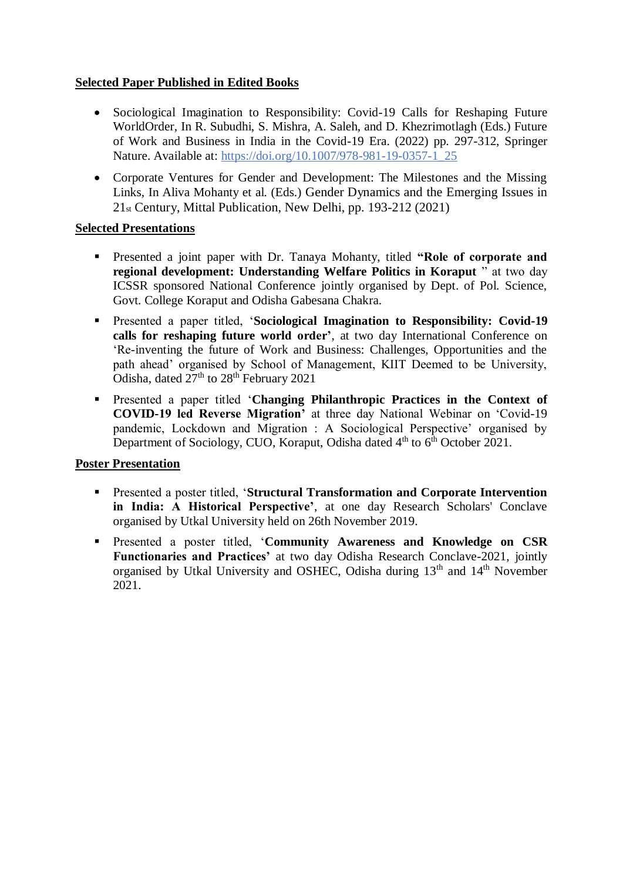## Selected Paper Published in Edited Books

- Sociological Imagination to Responsibility: Covid-19 Calls for Reshaping Future WorldOrder, In R. Subudhi, S. Mishra, A. Saleh, and D. Khezrimotlagh (Eds.) Future of Work and Business in India in the Covid-19 Era. (2022) pp. 297-312, Springer Nature. Available at: https://doi.org/10.1007/978-981-19-0357-1_25
- Corporate Ventures for Gender and Development: The Milestones and the Missing Links, In Aliva Mohanty et al. (Eds.) Gender Dynamics and the Emerging Issues in 21st Century, Mittal Publication, New Delhi, pp. 193-212 (2021)

## Selected Presentations

- Presented a joint paper with Dr. Tanaya Mohanty, titled **"Role of corporate and regional development: Understanding Welfare Politics in Koraput** " at two day ICSSR sponsored National Conference jointly organised by Dept. of Pol. Science, Govt. College Koraput and Odisha Gabesana Chakra.
- Presented a paper titled, '**Sociological Imagination to Responsibility: Covid-19 calls for reshaping future world order'**, at two day International Conference on 'Re-inventing the future of Work and Business: Challenges, Opportunities and the path ahead' organised by School of Management, KIIT Deemed to be University, Odisha, dated 27th to 28th February 2021
- Presented a paper titled '**Changing Philanthropic Practices in the Context of COVID-19 led Reverse Migration'** at three day National Webinar on 'Covid-19 pandemic, Lockdown and Migration : A Sociological Perspective' organised by Department of Sociology, CUO, Koraput, Odisha dated 4th to 6th October 2021.

## Poster Presentation

- Presented a poster titled, '**Structural Transformation and Corporate Intervention in India: A Historical Perspective'**, at one day Research Scholars' Conclave organised by Utkal University held on 26th November 2019.
- Presented a poster titled, '**Community Awareness and Knowledge on CSR Functionaries and Practices'** at two day Odisha Research Conclave-2021, jointly organised by Utkal University and OSHEC, Odisha during 13th and 14th November 2021.